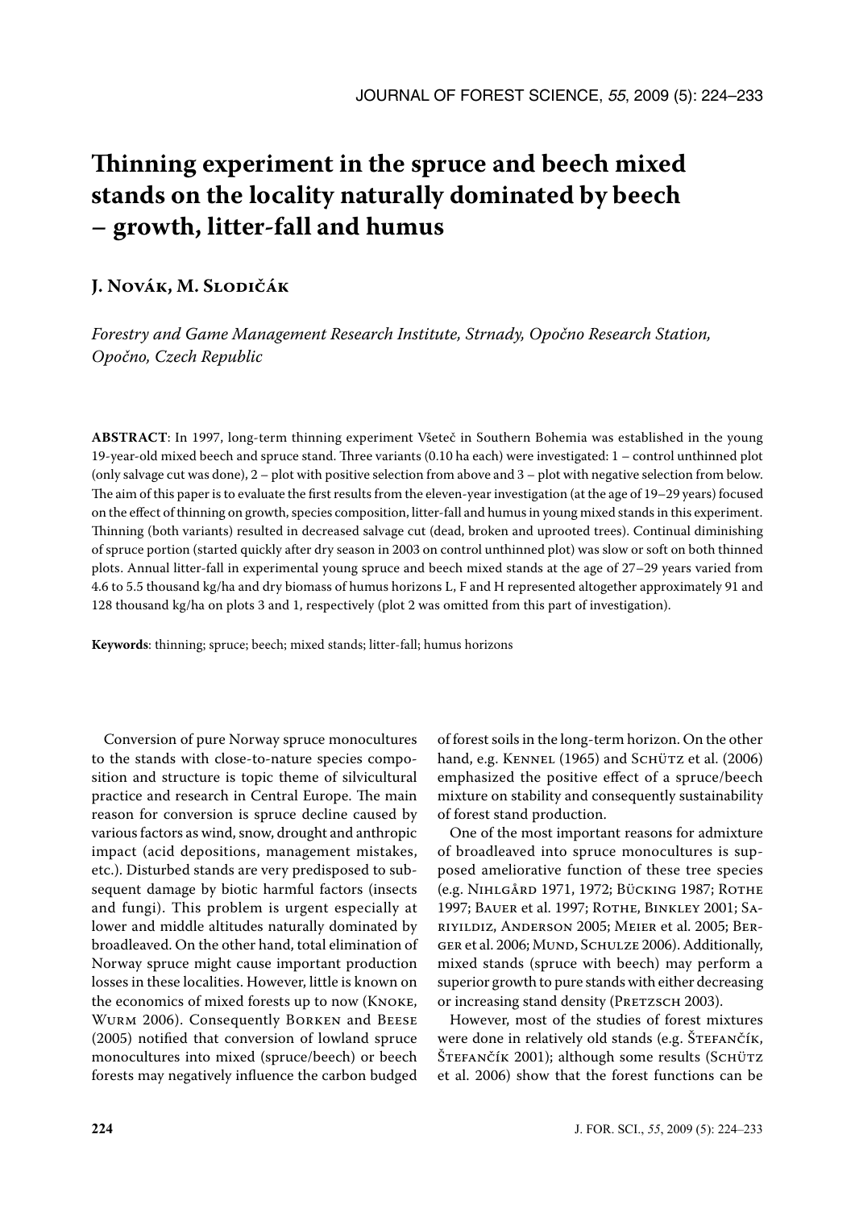# Thinning experiment in the spruce and beech mixed stands on the locality naturally dominated by beech – growth, litter-fall and humus

**J. Novák, M. Slodičák**

*Forestry and Game Management Research Institute, Strnady, Opočno Research Station, Opočno, Czech Republic*

**ABSTRACT**: In 1997, long-term thinning experiment Všeteč in Southern Bohemia was established in the young 19-year-old mixed beech and spruce stand. Three variants (0.10 ha each) were investigated: 1 – control unthinned plot (only salvage cut was done), 2 – plot with positive selection from above and 3 – plot with negative selection from below. The aim of this paper is to evaluate the first results from the eleven-year investigation (at the age of 19–29 years) focused on the effect of thinning on growth, species composition, litter-fall and humus in young mixed stands in this experiment. Thinning (both variants) resulted in decreased salvage cut (dead, broken and uprooted trees). Continual diminishing of spruce portion (started quickly after dry season in 2003 on control unthinned plot) was slow or soft on both thinned plots. Annual litter-fall in experimental young spruce and beech mixed stands at the age of 27–29 years varied from 4.6 to 5.5 thousand kg/ha and dry biomass of humus horizons L, F and H represented altogether approximately 91 and 128 thousand kg/ha on plots 3 and 1, respectively (plot 2 was omitted from this part of investigation).

**Keywords**: thinning; spruce; beech; mixed stands; litter-fall; humus horizons

Conversion of pure Norway spruce monocultures to the stands with close-to-nature species composition and structure is topic theme of silvicultural practice and research in Central Europe. The main reason for conversion is spruce decline caused by various factors as wind, snow, drought and anthropic impact (acid depositions, management mistakes, etc.). Disturbed stands are very predisposed to subsequent damage by biotic harmful factors (insects and fungi). This problem is urgent especially at lower and middle altitudes naturally dominated by broadleaved. On the other hand, total elimination of Norway spruce might cause important production losses in these localities. However, little is known on the economics of mixed forests up to now (Knoke, Wurm 2006). Consequently Borken and Beese (2005) notified that conversion of lowland spruce monocultures into mixed (spruce/beech) or beech forests may negatively influence the carbon budged of forest soils in the long-term horizon. On the other hand, e.g. Kennel (1965) and Schütz et al. (2006) emphasized the positive effect of a spruce/beech mixture on stability and consequently sustainability of forest stand production.

One of the most important reasons for admixture of broadleaved into spruce monocultures is supposed ameliorative function of these tree species (e.g. Nihlgård 1971, 1972; Bücking 1987; Rothe 1997; Bauer et al. 1997; Rothe, Binkley 2001; Sariyildiz, Anderson 2005; Meier et al. 2005; Berger et al. 2006; Mund, Schulze 2006). Additionally, mixed stands (spruce with beech) may perform a superior growth to pure stands with either decreasing or increasing stand density (Pretzsch 2003).

However, most of the studies of forest mixtures were done in relatively old stands (e.g. Štefančík, Štefančík 2001); although some results (Schütz et al. 2006) show that the forest functions can be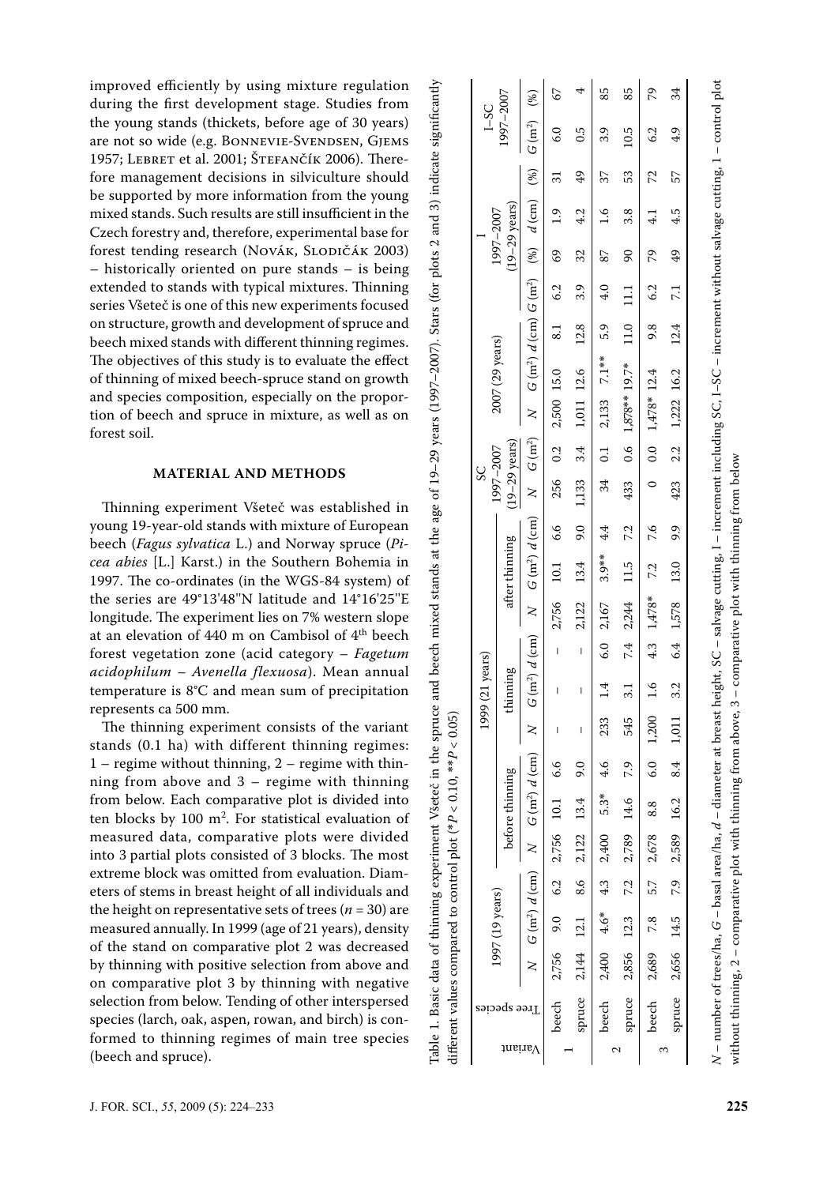improved efficiently by using mixture regulation during the first development stage. Studies from the young stands (thickets, before age of 30 years) are not so wide (e.g. Bonnevie-Svendsen, Gjems 1957; Lebret et al. 2001; Štefančík 2006). Therefore management decisions in silviculture should be supported by more information from the young mixed stands. Such results are still insufficient in the Czech forestry and, therefore, experimental base for forest tending research (Novák, Slodičák 2003) – historically oriented on pure stands – is being extended to stands with typical mixtures. Thinning series Všeteč is one of this new experiments focused on structure, growth and development of spruce and beech mixed stands with different thinning regimes. The objectives of this study is to evaluate the effect of thinning of mixed beech-spruce stand on growth and species composition, especially on the proportion of beech and spruce in mixture, as well as on forest soil.

## MATERIAL AND METHODS

Thinning experiment Všeteč was established in young 19-year-old stands with mixture of European beech (*Fagus sylvatica* L.) and Norway spruce (*Picea abies* [L.] Karst.) in the Southern Bohemia in 1997. The co-ordinates (in the WGS-84 system) of the series are 49°13'48"N latitude and 14°16'25"E longitude. The experiment lies on 7% western slope at an elevation of 440 m on Cambisol of 4th beech forest vegetation zone (acid category – *Fagetum acidophilum* – *Avenella flexuosa*). Mean annual temperature is 8°C and mean sum of precipitation represents ca 500 mm.

The thinning experiment consists of the variant stands (0.1 ha) with different thinning regimes: 1 – regime without thinning, 2 – regime with thinning from above and 3 – regime with thinning from below. Each comparative plot is divided into ten blocks by 100 m². For statistical evaluation of measured data, comparative plots were divided into 3 partial plots consisted of 3 blocks. The most extreme block was omitted from evaluation. Diameters of stems in breast height of all individuals and the height on representative sets of trees ($n = 30$) are measured annually. In 1999 (age of 21 years), density of the stand on comparative plot 2 was decreased by thinning with positive selection from above and on comparative plot 3 by thinning with negative selection from below. Tending of other interspersed species (larch, oak, aspen, rowan, and birch) is conformed to thinning regimes of main tree species (beech and spruce).

Table 1. Basic data of thinning experiment Všeteč in the spruce and beech mixed stands at the age of 19–29 years (1997–2007). Stars (for plots 2 and 3) indicate significantly different values compared to control plot (*$P < 0.10$, **$P < 0.05$)

| Variant | Tree species | 1997 (19 years) | | | 1999 (21 years) | | | | | | | | | SC 1997–2007 (19–29 years) | | 2007 (29 years) | | | I 1997–2007 (19–29 years) | | | | I–SC 1997–2007 | |
|---|---|---|---|---|---|---|---|---|---|---|---|---|---|---|---|---|---|---|---|---|---|---|---|---|
| | | | | | before thinning | | | thinning | | | after thinning | | | | | | | | | | | | | |
| | | $N$ | $G$ (m²) | $d$ (cm) | $N$ | $G$ (m²) | $d$ (cm) | $N$ | $G$ (m²) | $d$ (cm) | $N$ | $G$ (m²) | $d$ (cm) | $N$ | $G$ (m²) | $N$ | $G$ (m²) | $d$ (cm) | $G$ (m²) | (%) | $d$ (cm) | (%) | $G$ (m²) | (%) |
| 1 | beech | 2,756 | 9.0 | 6.2 | 2,756 | 10.1 | 6.6 | – | – | – | 2,756 | 10.1 | 6.6 | 256 | 0.2 | 2,500 | 15.0 | 8.1 | 6.2 | 69 | 1.9 | 31 | 6.0 | 67 |
| | spruce | 2,144 | 12.1 | 8.6 | 2,122 | 13.4 | 9.0 | – | – | – | 2,122 | 13.4 | 9.0 | 1,133 | 3.4 | 1,011 | 12.6 | 12.8 | 3.9 | 32 | 4.2 | 49 | 0.5 | 4 |
| 2 | beech | 2,400 | 4.6* | 4.3 | 2,400 | 5.3* | 4.6 | 233 | 1.4 | 6.0 | 2,167 | 3.9** | 4.4 | 34 | 0.1 | 2,133 | 7.1** | 5.9 | 4.0 | 87 | 1.6 | 37 | 3.9 | 85 |
| | spruce | 2,856 | 12.3 | 7.2 | 2,789 | 14.6 | 7.9 | 545 | 3.1 | 7.4 | 2,244 | 11.5 | 7.2 | 433 | 0.6 | 1,878** | 19.7* | 11.0 | 11.1 | 90 | 3.8 | 53 | 10.5 | 85 |
| 3 | beech | 2,689 | 7.8 | 5.7 | 2,678 | 8.8 | 6.0 | 1,200 | 1.6 | 4.3 | 1,478* | 7.2 | 7.6 | 0 | 0.0 | 1,478* | 12.4 | 9.8 | 6.2 | 79 | 4.1 | 72 | 6.2 | 79 |
| | spruce | 2,656 | 14.5 | 7.9 | 2,589 | 16.2 | 8.4 | 1,011 | 3.2 | 6.4 | 1,578 | 13.0 | 9.9 | 423 | 2.2 | 1,222 | 16.2 | 12.4 | 7.1 | 49 | 4.5 | 57 | 4.9 | 34 |

$N$ – number of trees/ha, $G$ – basal area/ha, $d$ – diameter at breast height, SC – salvage cutting, I – increment including SC, I–SC – increment without salvage cutting, 1 – control plot without thinning, 2 – comparative plot with thinning from above, 3 – comparative plot with thinning from below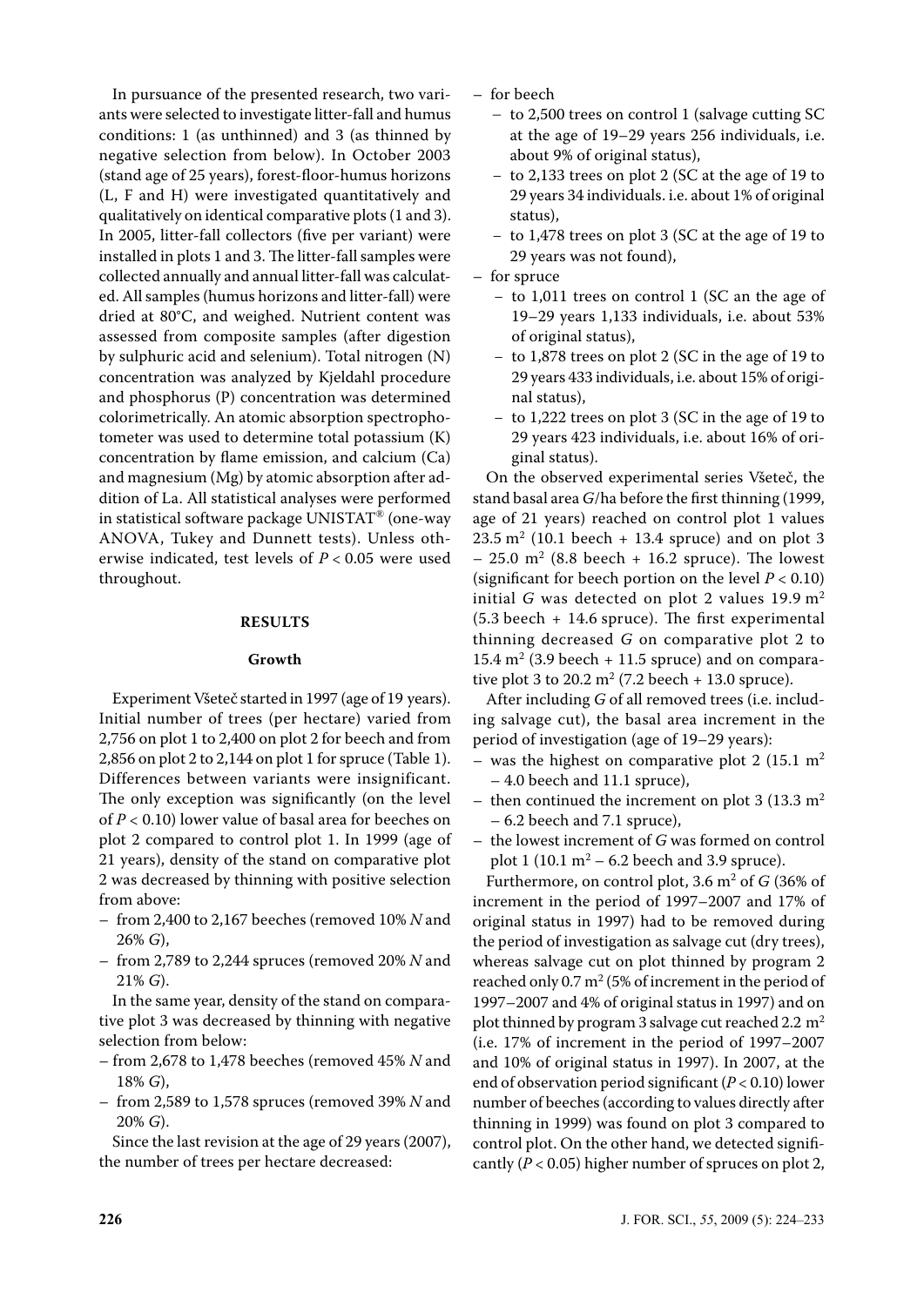In pursuance of the presented research, two variants were selected to investigate litter-fall and humus conditions: 1 (as unthinned) and 3 (as thinned by negative selection from below). In October 2003 (stand age of 25 years), forest-floor-humus horizons (L, F and H) were investigated quantitatively and qualitatively on identical comparative plots (1 and 3). In 2005, litter-fall collectors (five per variant) were installed in plots 1 and 3. The litter-fall samples were collected annually and annual litter-fall was calculated. All samples (humus horizons and litter-fall) were dried at 80°C, and weighed. Nutrient content was assessed from composite samples (after digestion by sulphuric acid and selenium). Total nitrogen (N) concentration was analyzed by Kjeldahl procedure and phosphorus (P) concentration was determined colorimetrically. An atomic absorption spectrophotometer was used to determine total potassium (K) concentration by flame emission, and calcium (Ca) and magnesium (Mg) by atomic absorption after addition of La. All statistical analyses were performed in statistical software package UNISTAT® (one-way ANOVA, Tukey and Dunnett tests). Unless otherwise indicated, test levels of $P < 0.05$ were used throughout.

## RESULTS

### Growth

Experiment Všeteč started in 1997 (age of 19 years). Initial number of trees (per hectare) varied from 2,756 on plot 1 to 2,400 on plot 2 for beech and from 2,856 on plot 2 to 2,144 on plot 1 for spruce (Table 1). Differences between variants were insignificant. The only exception was significantly (on the level of $P < 0.10$) lower value of basal area for beeches on plot 2 compared to control plot 1. In 1999 (age of 21 years), density of the stand on comparative plot 2 was decreased by thinning with positive selection from above:

- from 2,400 to 2,167 beeches (removed 10% *N* and 26% *G*),
- from 2,789 to 2,244 spruces (removed 20% *N* and 21% *G*).

In the same year, density of the stand on comparative plot 3 was decreased by thinning with negative selection from below:

- from 2,678 to 1,478 beeches (removed 45% *N* and 18% *G*),
- from 2,589 to 1,578 spruces (removed 39% *N* and 20% *G*).

Since the last revision at the age of 29 years (2007), the number of trees per hectare decreased:

- for beech
  - to 2,500 trees on control 1 (salvage cutting SC at the age of 19–29 years 256 individuals, i.e. about 9% of original status),
  - to 2,133 trees on plot 2 (SC at the age of 19 to 29 years 34 individuals. i.e. about 1% of original status),
  - to 1,478 trees on plot 3 (SC at the age of 19 to 29 years was not found),
- for spruce
  - to 1,011 trees on control 1 (SC an the age of 19–29 years 1,133 individuals, i.e. about 53% of original status),
  - to 1,878 trees on plot 2 (SC in the age of 19 to 29 years 433 individuals, i.e. about 15% of original status),
  - to 1,222 trees on plot 3 (SC in the age of 19 to 29 years 423 individuals, i.e. about 16% of original status).

On the observed experimental series Všeteč, the stand basal area *G*/ha before the first thinning (1999, age of 21 years) reached on control plot 1 values 23.5 $m^2$ (10.1 beech + 13.4 spruce) and on plot 3 – 25.0 $m^2$ (8.8 beech + 16.2 spruce). The lowest (significant for beech portion on the level $P < 0.10$) initial *G* was detected on plot 2 values 19.9 $m^2$ (5.3 beech + 14.6 spruce). The first experimental thinning decreased *G* on comparative plot 2 to 15.4 $m^2$ (3.9 beech + 11.5 spruce) and on comparative plot 3 to 20.2 $m^2$ (7.2 beech + 13.0 spruce).

After including *G* of all removed trees (i.e. including salvage cut), the basal area increment in the period of investigation (age of 19–29 years):

- was the highest on comparative plot 2 (15.1 $m^2$ – 4.0 beech and 11.1 spruce),
- then continued the increment on plot 3 (13.3 $m^2$ – 6.2 beech and 7.1 spruce),
- the lowest increment of *G* was formed on control plot 1 (10.1 $m^2$ – 6.2 beech and 3.9 spruce).

Furthermore, on control plot, 3.6 $m^2$ of *G* (36% of increment in the period of 1997–2007 and 17% of original status in 1997) had to be removed during the period of investigation as salvage cut (dry trees), whereas salvage cut on plot thinned by program 2 reached only 0.7 $m^2$ (5% of increment in the period of 1997–2007 and 4% of original status in 1997) and on plot thinned by program 3 salvage cut reached 2.2 $m^2$ (i.e. 17% of increment in the period of 1997–2007 and 10% of original status in 1997). In 2007, at the end of observation period significant ($P < 0.10$) lower number of beeches (according to values directly after thinning in 1999) was found on plot 3 compared to control plot. On the other hand, we detected significantly ($P < 0.05$) higher number of spruces on plot 2,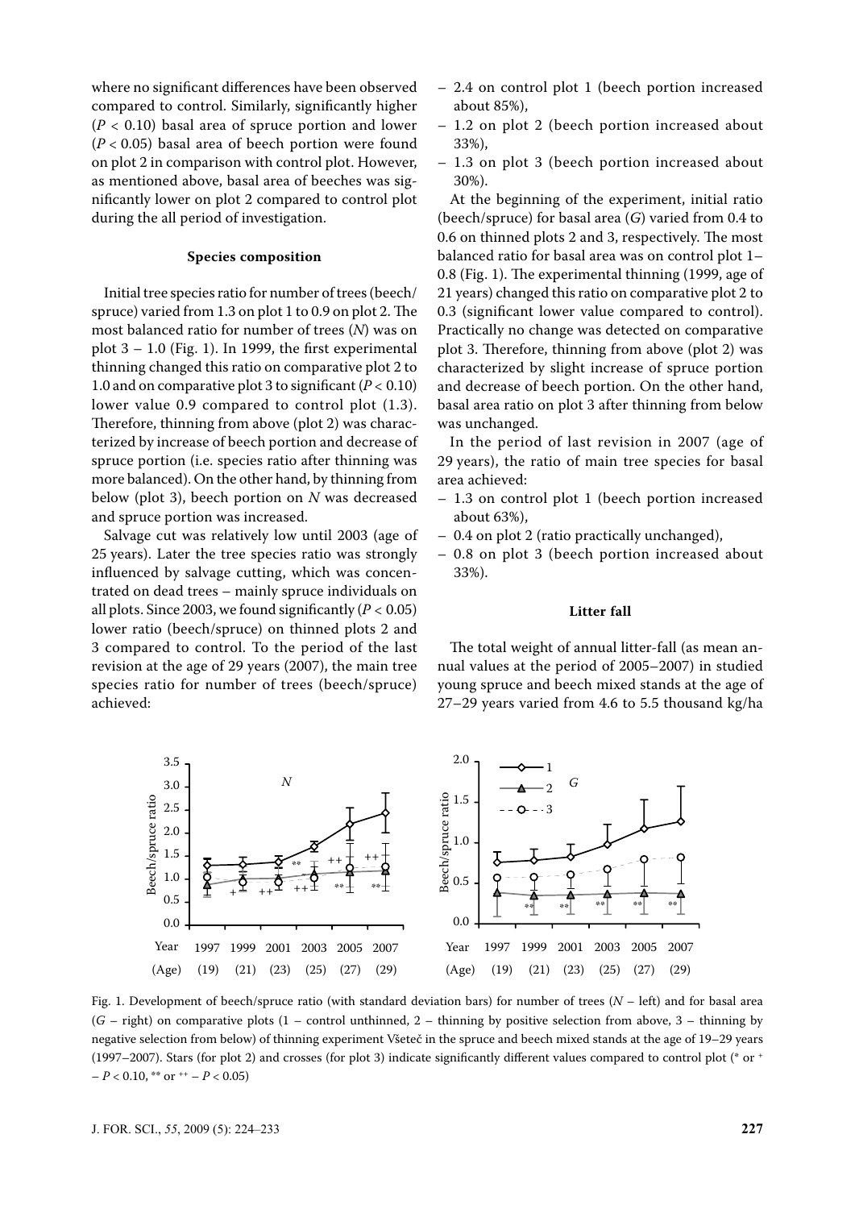where no significant differences have been observed compared to control. Similarly, significantly higher ($P < 0.10$) basal area of spruce portion and lower ($P < 0.05$) basal area of beech portion were found on plot 2 in comparison with control plot. However, as mentioned above, basal area of beeches was significantly lower on plot 2 compared to control plot during the all period of investigation.

### Species composition

Initial tree species ratio for number of trees (beech/spruce) varied from 1.3 on plot 1 to 0.9 on plot 2. The most balanced ratio for number of trees (*N*) was on plot 3 – 1.0 (Fig. 1). In 1999, the first experimental thinning changed this ratio on comparative plot 2 to 1.0 and on comparative plot 3 to significant ($P < 0.10$) lower value 0.9 compared to control plot (1.3). Therefore, thinning from above (plot 2) was characterized by increase of beech portion and decrease of spruce portion (i.e. species ratio after thinning was more balanced). On the other hand, by thinning from below (plot 3), beech portion on *N* was decreased and spruce portion was increased.

Salvage cut was relatively low until 2003 (age of 25 years). Later the tree species ratio was strongly influenced by salvage cutting, which was concentrated on dead trees – mainly spruce individuals on all plots. Since 2003, we found significantly ($P < 0.05$) lower ratio (beech/spruce) on thinned plots 2 and 3 compared to control. To the period of the last revision at the age of 29 years (2007), the main tree species ratio for number of trees (beech/spruce) achieved:

- 2.4 on control plot 1 (beech portion increased about 85%),
- 1.2 on plot 2 (beech portion increased about 33%),
- 1.3 on plot 3 (beech portion increased about 30%).

At the beginning of the experiment, initial ratio (beech/spruce) for basal area (*G*) varied from 0.4 to 0.6 on thinned plots 2 and 3, respectively. The most balanced ratio for basal area was on control plot 1– 0.8 (Fig. 1). The experimental thinning (1999, age of 21 years) changed this ratio on comparative plot 2 to 0.3 (significant lower value compared to control). Practically no change was detected on comparative plot 3. Therefore, thinning from above (plot 2) was characterized by slight increase of spruce portion and decrease of beech portion. On the other hand, basal area ratio on plot 3 after thinning from below was unchanged.

In the period of last revision in 2007 (age of 29 years), the ratio of main tree species for basal area achieved:

- 1.3 on control plot 1 (beech portion increased about 63%),
- 0.4 on plot 2 (ratio practically unchanged),
- 0.8 on plot 3 (beech portion increased about 33%).

### Litter fall

The total weight of annual litter-fall (as mean annual values at the period of 2005–2007) in studied young spruce and beech mixed stands at the age of 27–29 years varied from 4.6 to 5.5 thousand kg/ha

N

Beech/spruce ratio

3.5
3.0
2.5
2.0
1.5
1.0
0.5
0.0

Year 1997 1999 2001 2003 2005 2007

(Age) (19) (21) (23) (25) (27) (29)

G

1
2
3

2.0
1.5
1.0
0.5
0.0

Fig. 1. Development of beech/spruce ratio (with standard deviation bars) for number of trees (*N* – left) and for basal area (*G* – right) on comparative plots (1 – control unthinned, 2 – thinning by positive selection from above, 3 – thinning by negative selection from below) of thinning experiment Všeteč in the spruce and beech mixed stands at the age of 19–29 years (1997–2007). Stars (for plot 2) and crosses (for plot 3) indicate significantly different values compared to control plot (* or + – $P < 0.10$, ** or ++ – $P < 0.05$)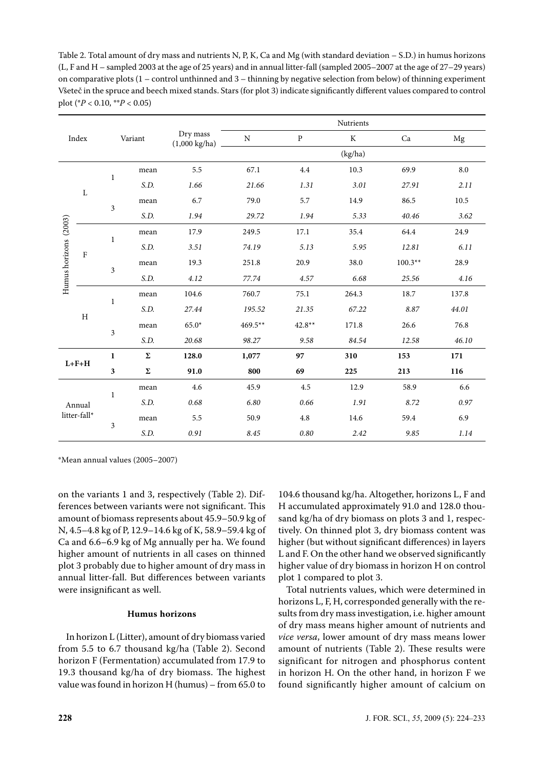Table 2. Total amount of dry mass and nutrients N, P, K, Ca and Mg (with standard deviation – S.D.) in humus horizons (L, F and H – sampled 2003 at the age of 25 years) and in annual litter-fall (sampled 2005–2007 at the age of 27–29 years) on comparative plots (1 – control unthinned and 3 – thinning by negative selection from below) of thinning experiment Všeteč in the spruce and beech mixed stands. Stars (for plot 3) indicate significantly different values compared to control plot (\*$P < 0.10$, \*\*$P < 0.05$)

| Index | | Variant | | Dry mass (1,000 kg/ha) | N | P | K | Ca | Mg |
|---|---|---|---|---|---|---|---|---|---|
| | | | | | (kg/ha) | | | | |
| Humus horizons (2003) | L | 1 | mean | 5.5 | 67.1 | 4.4 | 10.3 | 69.9 | 8.0 |
| | | | *S.D.* | *1.66* | *21.66* | *1.31* | *3.01* | *27.91* | *2.11* |
| | | 3 | mean | 6.7 | 79.0 | 5.7 | 14.9 | 86.5 | 10.5 |
| | | | *S.D.* | *1.94* | *29.72* | *1.94* | *5.33* | *40.46* | *3.62* |
| | F | 1 | mean | 17.9 | 249.5 | 17.1 | 35.4 | 64.4 | 24.9 |
| | | | *S.D.* | *3.51* | *74.19* | *5.13* | *5.95* | *12.81* | *6.11* |
| | | 3 | mean | 19.3 | 251.8 | 20.9 | 38.0 | 100.3** | 28.9 |
| | | | *S.D.* | *4.12* | *77.74* | *4.57* | *6.68* | *25.56* | *4.16* |
| | H | 1 | mean | 104.6 | 760.7 | 75.1 | 264.3 | 18.7 | 137.8 |
| | | | *S.D.* | *27.44* | *195.52* | *21.35* | *67.22* | *8.87* | *44.01* |
| | | 3 | mean | 65.0* | 469.5** | 42.8** | 171.8 | 26.6 | 76.8 |
| | | | *S.D.* | *20.68* | *98.27* | *9.58* | *84.54* | *12.58* | *46.10* |
| **L+F+H** | | **1** | **Σ** | **128.0** | **1,077** | **97** | **310** | **153** | **171** |
| | | **3** | **Σ** | **91.0** | **800** | **69** | **225** | **213** | **116** |
| Annual litter-fall* | | 1 | mean | 4.6 | 45.9 | 4.5 | 12.9 | 58.9 | 6.6 |
| | | | *S.D.* | *0.68* | *6.80* | *0.66* | *1.91* | *8.72* | *0.97* |
| | | 3 | mean | 5.5 | 50.9 | 4.8 | 14.6 | 59.4 | 6.9 |
| | | | *S.D.* | *0.91* | *8.45* | *0.80* | *2.42* | *9.85* | *1.14* |

*Mean annual values (2005–2007)

on the variants 1 and 3, respectively (Table 2). Differences between variants were not significant. This amount of biomass represents about 45.9–50.9 kg of N, 4.5–4.8 kg of P, 12.9–14.6 kg of K, 58.9–59.4 kg of Ca and 6.6–6.9 kg of Mg annually per ha. We found higher amount of nutrients in all cases on thinned plot 3 probably due to higher amount of dry mass in annual litter-fall. But differences between variants were insignificant as well.

### Humus horizons

In horizon L (Litter), amount of dry biomass varied from 5.5 to 6.7 thousand kg/ha (Table 2). Second horizon F (Fermentation) accumulated from 17.9 to 19.3 thousand kg/ha of dry biomass. The highest value was found in horizon H (humus) – from 65.0 to 104.6 thousand kg/ha. Altogether, horizons L, F and H accumulated approximately 91.0 and 128.0 thousand kg/ha of dry biomass on plots 3 and 1, respectively. On thinned plot 3, dry biomass content was higher (but without significant differences) in layers L and F. On the other hand we observed significantly higher value of dry biomass in horizon H on control plot 1 compared to plot 3.

Total nutrients values, which were determined in horizons L, F, H, corresponded generally with the results from dry mass investigation, i.e. higher amount of dry mass means higher amount of nutrients and *vice versa*, lower amount of dry mass means lower amount of nutrients (Table 2). These results were significant for nitrogen and phosphorus content in horizon H. On the other hand, in horizon F we found significantly higher amount of calcium on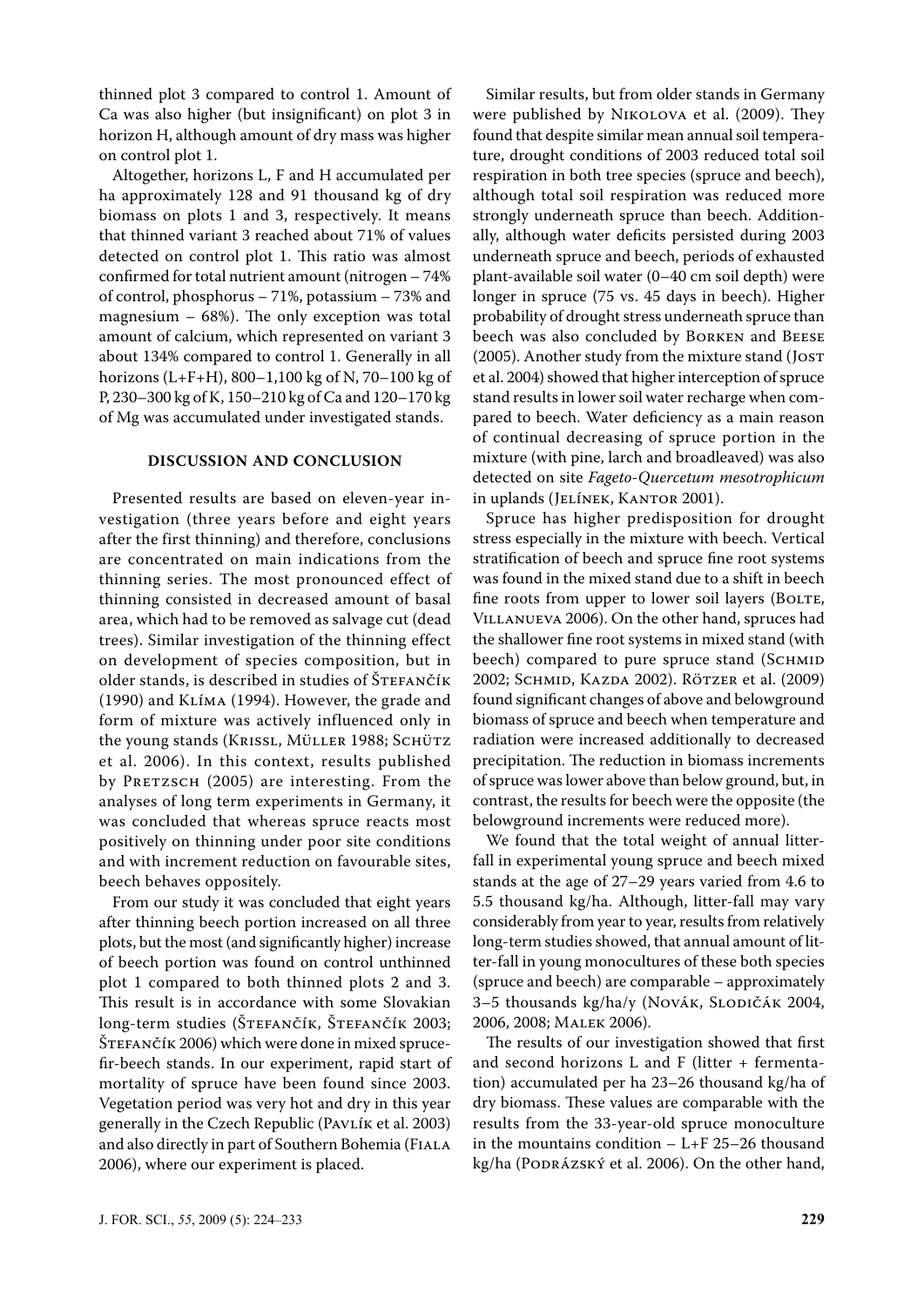thinned plot 3 compared to control 1. Amount of Ca was also higher (but insignificant) on plot 3 in horizon H, although amount of dry mass was higher on control plot 1.

Altogether, horizons L, F and H accumulated per ha approximately 128 and 91 thousand kg of dry biomass on plots 1 and 3, respectively. It means that thinned variant 3 reached about 71% of values detected on control plot 1. This ratio was almost confirmed for total nutrient amount (nitrogen – 74% of control, phosphorus – 71%, potassium – 73% and magnesium – 68%). The only exception was total amount of calcium, which represented on variant 3 about 134% compared to control 1. Generally in all horizons (L+F+H), 800–1,100 kg of N, 70–100 kg of P, 230–300 kg of K, 150–210 kg of Ca and 120–170 kg of Mg was accumulated under investigated stands.

## DISCUSSION AND CONCLUSION

Presented results are based on eleven-year investigation (three years before and eight years after the first thinning) and therefore, conclusions are concentrated on main indications from the thinning series. The most pronounced effect of thinning consisted in decreased amount of basal area, which had to be removed as salvage cut (dead trees). Similar investigation of the thinning effect on development of species composition, but in older stands, is described in studies of Štefančík (1990) and Klíma (1994). However, the grade and form of mixture was actively influenced only in the young stands (Krissl, Müller 1988; Schütz et al. 2006). In this context, results published by Pretzsch (2005) are interesting. From the analyses of long term experiments in Germany, it was concluded that whereas spruce reacts most positively on thinning under poor site conditions and with increment reduction on favourable sites, beech behaves oppositely.

From our study it was concluded that eight years after thinning beech portion increased on all three plots, but the most (and significantly higher) increase of beech portion was found on control unthinned plot 1 compared to both thinned plots 2 and 3. This result is in accordance with some Slovakian long-term studies (Štefančík, Štefančík 2003; Štefančík 2006) which were done in mixed spruce-fir-beech stands. In our experiment, rapid start of mortality of spruce have been found since 2003. Vegetation period was very hot and dry in this year generally in the Czech Republic (Pavlík et al. 2003) and also directly in part of Southern Bohemia (Fiala 2006), where our experiment is placed.

Similar results, but from older stands in Germany were published by Nikolova et al. (2009). They found that despite similar mean annual soil temperature, drought conditions of 2003 reduced total soil respiration in both tree species (spruce and beech), although total soil respiration was reduced more strongly underneath spruce than beech. Additionally, although water deficits persisted during 2003 underneath spruce and beech, periods of exhausted plant-available soil water (0–40 cm soil depth) were longer in spruce (75 vs. 45 days in beech). Higher probability of drought stress underneath spruce than beech was also concluded by Borken and Beese (2005). Another study from the mixture stand (Jost et al. 2004) showed that higher interception of spruce stand results in lower soil water recharge when compared to beech. Water deficiency as a main reason of continual decreasing of spruce portion in the mixture (with pine, larch and broadleaved) was also detected on site *Fageto-Quercetum mesotrophicum* in uplands (Jelínek, Kantor 2001).

Spruce has higher predisposition for drought stress especially in the mixture with beech. Vertical stratification of beech and spruce fine root systems was found in the mixed stand due to a shift in beech fine roots from upper to lower soil layers (Bolte, Villanueva 2006). On the other hand, spruces had the shallower fine root systems in mixed stand (with beech) compared to pure spruce stand (Schmid 2002; Schmid, Kazda 2002). Rötzer et al. (2009) found significant changes of above and belowground biomass of spruce and beech when temperature and radiation were increased additionally to decreased precipitation. The reduction in biomass increments of spruce was lower above than below ground, but, in contrast, the results for beech were the opposite (the belowground increments were reduced more).

We found that the total weight of annual litter-fall in experimental young spruce and beech mixed stands at the age of 27–29 years varied from 4.6 to 5.5 thousand kg/ha. Although, litter-fall may vary considerably from year to year, results from relatively long-term studies showed, that annual amount of litter-fall in young monocultures of these both species (spruce and beech) are comparable – approximately 3–5 thousands kg/ha/y (Novák, Slodičák 2004, 2006, 2008; Malek 2006).

The results of our investigation showed that first and second horizons L and F (litter + fermentation) accumulated per ha 23–26 thousand kg/ha of dry biomass. These values are comparable with the results from the 33-year-old spruce monoculture in the mountains condition – L+F 25–26 thousand kg/ha (Podrázský et al. 2006). On the other hand,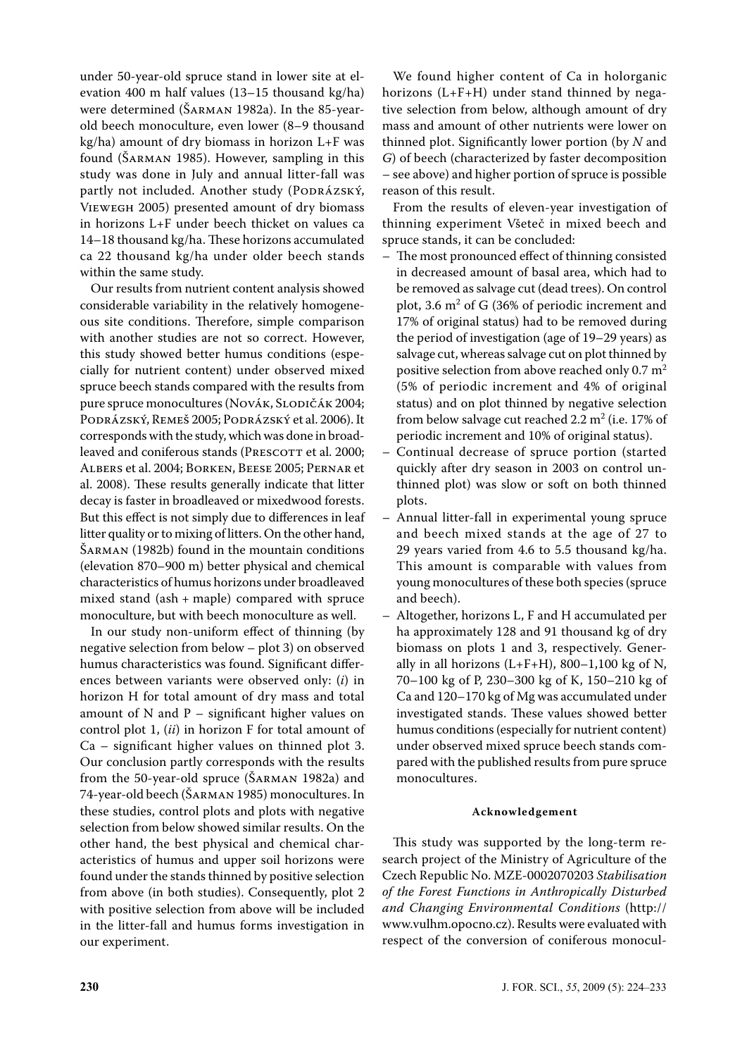under 50-year-old spruce stand in lower site at elevation 400 m half values (13–15 thousand kg/ha) were determined (Šarman 1982a). In the 85-year-old beech monoculture, even lower (8–9 thousand kg/ha) amount of dry biomass in horizon L+F was found (Šarman 1985). However, sampling in this study was done in July and annual litter-fall was partly not included. Another study (Podrázský, Viewegh 2005) presented amount of dry biomass in horizons L+F under beech thicket on values ca 14–18 thousand kg/ha. These horizons accumulated ca 22 thousand kg/ha under older beech stands within the same study.

Our results from nutrient content analysis showed considerable variability in the relatively homogeneous site conditions. Therefore, simple comparison with another studies are not so correct. However, this study showed better humus conditions (especially for nutrient content) under observed mixed spruce beech stands compared with the results from pure spruce monocultures (Novák, Slodičák 2004; Podrázský, Remeš 2005; Podrázský et al. 2006). It corresponds with the study, which was done in broadleaved and coniferous stands (Prescott et al. 2000; Albers et al. 2004; Borken, Beese 2005; Pernar et al. 2008). These results generally indicate that litter decay is faster in broadleaved or mixedwood forests. But this effect is not simply due to differences in leaf litter quality or to mixing of litters. On the other hand, Šarman (1982b) found in the mountain conditions (elevation 870–900 m) better physical and chemical characteristics of humus horizons under broadleaved mixed stand (ash + maple) compared with spruce monoculture, but with beech monoculture as well.

In our study non-uniform effect of thinning (by negative selection from below – plot 3) on observed humus characteristics was found. Significant differences between variants were observed only: (*i*) in horizon H for total amount of dry mass and total amount of N and P – significant higher values on control plot 1, (*ii*) in horizon F for total amount of Ca – significant higher values on thinned plot 3. Our conclusion partly corresponds with the results from the 50-year-old spruce (Šarman 1982a) and 74-year-old beech (Šarman 1985) monocultures. In these studies, control plots and plots with negative selection from below showed similar results. On the other hand, the best physical and chemical characteristics of humus and upper soil horizons were found under the stands thinned by positive selection from above (in both studies). Consequently, plot 2 with positive selection from above will be included in the litter-fall and humus forms investigation in our experiment.

We found higher content of Ca in holorganic horizons (L+F+H) under stand thinned by negative selection from below, although amount of dry mass and amount of other nutrients were lower on thinned plot. Significantly lower portion (by *N* and *G*) of beech (characterized by faster decomposition – see above) and higher portion of spruce is possible reason of this result.

From the results of eleven-year investigation of thinning experiment Všeteč in mixed beech and spruce stands, it can be concluded:

- The most pronounced effect of thinning consisted in decreased amount of basal area, which had to be removed as salvage cut (dead trees). On control plot, 3.6 $m^2$ of G (36% of periodic increment and 17% of original status) had to be removed during the period of investigation (age of 19–29 years) as salvage cut, whereas salvage cut on plot thinned by positive selection from above reached only 0.7 $m^2$ (5% of periodic increment and 4% of original status) and on plot thinned by negative selection from below salvage cut reached 2.2 $m^2$ (i.e. 17% of periodic increment and 10% of original status).
- Continual decrease of spruce portion (started quickly after dry season in 2003 on control unthinned plot) was slow or soft on both thinned plots.
- Annual litter-fall in experimental young spruce and beech mixed stands at the age of 27 to 29 years varied from 4.6 to 5.5 thousand kg/ha. This amount is comparable with values from young monocultures of these both species (spruce and beech).
- Altogether, horizons L, F and H accumulated per ha approximately 128 and 91 thousand kg of dry biomass on plots 1 and 3, respectively. Generally in all horizons (L+F+H), 800–1,100 kg of N, 70–100 kg of P, 230–300 kg of K, 150–210 kg of Ca and 120–170 kg of Mg was accumulated under investigated stands. These values showed better humus conditions (especially for nutrient content) under observed mixed spruce beech stands compared with the published results from pure spruce monocultures.

#### Acknowledgement

This study was supported by the long-term research project of the Ministry of Agriculture of the Czech Republic No. MZE-0002070203 *Stabilisation of the Forest Functions in Anthropically Disturbed and Changing Environmental Conditions* (http://www.vulhm.opocno.cz). Results were evaluated with respect of the conversion of coniferous monocul-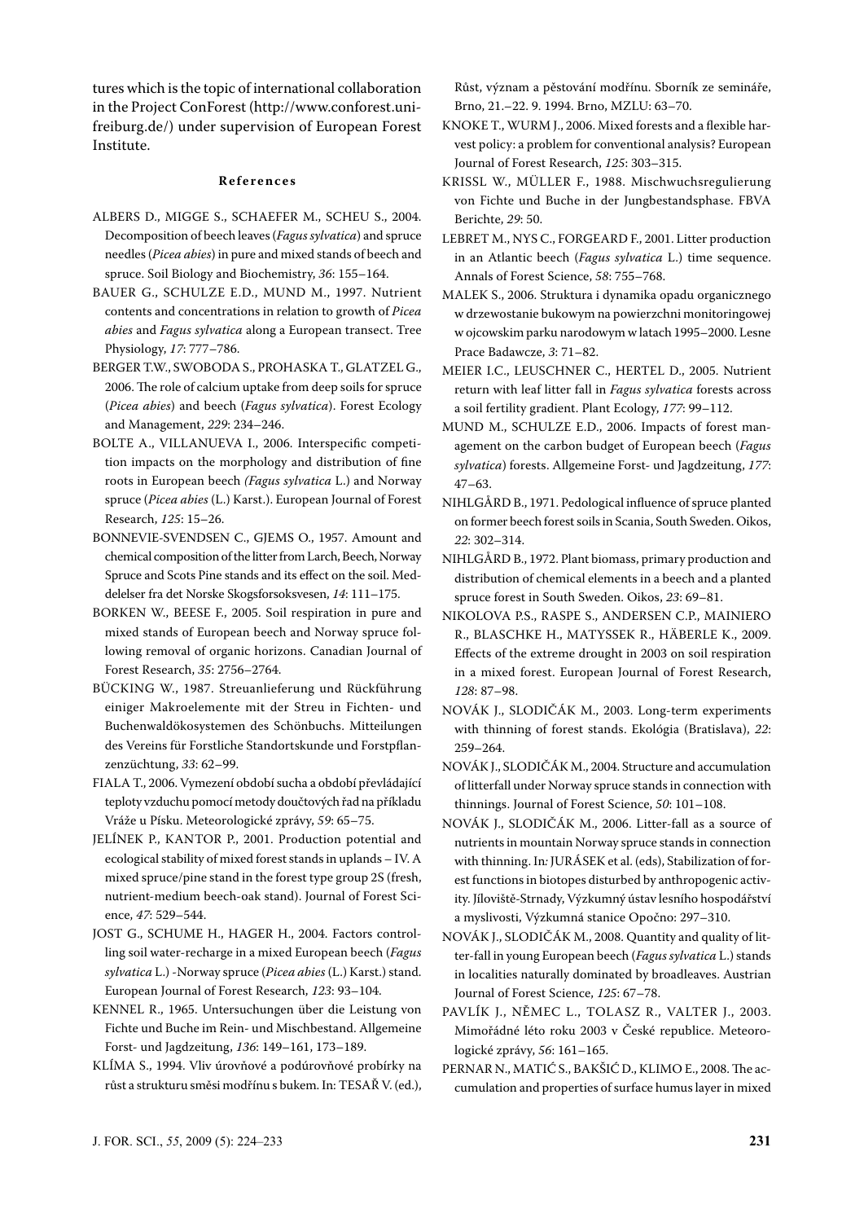tures which is the topic of international collaboration in the Project ConForest (http://www.conforest.uni-freiburg.de/) under supervision of European Forest Institute.

## References

ALBERS D., MIGGE S., SCHAEFER M., SCHEU S., 2004. Decomposition of beech leaves (*Fagus sylvatica*) and spruce needles (*Picea abies*) in pure and mixed stands of beech and spruce. Soil Biology and Biochemistry, *36*: 155–164.

BAUER G., SCHULZE E.D., MUND M., 1997. Nutrient contents and concentrations in relation to growth of *Picea abies* and *Fagus sylvatica* along a European transect. Tree Physiology, *17*: 777–786.

BERGER T.W., SWOBODA S., PROHASKA T., GLATZEL G., 2006. The role of calcium uptake from deep soils for spruce (*Picea abies*) and beech (*Fagus sylvatica*). Forest Ecology and Management, *229*: 234–246.

BOLTE A., VILLANUEVA I., 2006. Interspecific competition impacts on the morphology and distribution of fine roots in European beech *(Fagus sylvatica* L.) and Norway spruce (*Picea abies* (L.) Karst.). European Journal of Forest Research, *125*: 15–26.

BONNEVIE-SVENDSEN C., GJEMS O., 1957. Amount and chemical composition of the litter from Larch, Beech, Norway Spruce and Scots Pine stands and its effect on the soil. Meddelelser fra det Norske Skogsforsoksvesen, *14*: 111–175.

BORKEN W., BEESE F., 2005. Soil respiration in pure and mixed stands of European beech and Norway spruce following removal of organic horizons. Canadian Journal of Forest Research, *35*: 2756–2764.

BÜCKING W., 1987. Streuanlieferung und Rückführung einiger Makroelemente mit der Streu in Fichten- und Buchenwaldökosystemen des Schönbuchs. Mitteilungen des Vereins für Forstliche Standortskunde und Forstpflanzenzüchtung, *33*: 62–99.

FIALA T., 2006. Vymezení období sucha a období převládající teploty vzduchu pomocí metody doučtových řad na příkladu Vráže u Písku. Meteorologické zprávy, *59*: 65–75.

JELÍNEK P., KANTOR P., 2001. Production potential and ecological stability of mixed forest stands in uplands – IV. A mixed spruce/pine stand in the forest type group 2S (fresh, nutrient-medium beech-oak stand). Journal of Forest Science, *47*: 529–544.

JOST G., SCHUME H., HAGER H., 2004. Factors controlling soil water-recharge in a mixed European beech (*Fagus sylvatica* L.) -Norway spruce (*Picea abies* (L.) Karst.) stand. European Journal of Forest Research, *123*: 93–104.

KENNEL R., 1965. Untersuchungen über die Leistung von Fichte und Buche im Rein- und Mischbestand. Allgemeine Forst- und Jagdzeitung, *136*: 149–161, 173–189.

KLÍMA S., 1994. Vliv úrovňové a podúrovňové probírky na růst a strukturu směsi modřínu s bukem. In: TESAŘ V. (ed.), Růst, význam a pěstování modřínu. Sborník ze semináře, Brno, 21.–22. 9. 1994. Brno, MZLU: 63–70.

KNOKE T., WURM J., 2006. Mixed forests and a flexible harvest policy: a problem for conventional analysis? European Journal of Forest Research, *125*: 303–315.

KRISSL W., MÜLLER F., 1988. Mischwuchsregulierung von Fichte und Buche in der Jungbestandsphase. FBVA Berichte, *29*: 50.

LEBRET M., NYS C., FORGEARD F., 2001. Litter production in an Atlantic beech (*Fagus sylvatica* L.) time sequence. Annals of Forest Science, *58*: 755–768.

MALEK S., 2006. Struktura i dynamika opadu organicznego w drzewostanie bukowym na powierzchni monitoringowej w ojcowskim parku narodowym w latach 1995–2000. Lesne Prace Badawcze, *3*: 71–82.

MEIER I.C., LEUSCHNER C., HERTEL D., 2005. Nutrient return with leaf litter fall in *Fagus sylvatica* forests across a soil fertility gradient. Plant Ecology, *177*: 99–112.

MUND M., SCHULZE E.D., 2006. Impacts of forest management on the carbon budget of European beech (*Fagus sylvatica*) forests. Allgemeine Forst- und Jagdzeitung, *177*: 47–63.

NIHLGÅRD B., 1971. Pedological influence of spruce planted on former beech forest soils in Scania, South Sweden. Oikos, *22*: 302–314.

NIHLGÅRD B., 1972. Plant biomass, primary production and distribution of chemical elements in a beech and a planted spruce forest in South Sweden. Oikos, *23*: 69–81.

NIKOLOVA P.S., RASPE S., ANDERSEN C.P., MAINIERO R., BLASCHKE H., MATYSSEK R., HÄBERLE K., 2009. Effects of the extreme drought in 2003 on soil respiration in a mixed forest. European Journal of Forest Research, *128*: 87–98.

NOVÁK J., SLODIČÁK M., 2003. Long-term experiments with thinning of forest stands. Ekológia (Bratislava), *22*: 259–264.

NOVÁK J., SLODIČÁK M., 2004. Structure and accumulation of litterfall under Norway spruce stands in connection with thinnings. Journal of Forest Science, *50*: 101–108.

NOVÁK J., SLODIČÁK M., 2006. Litter-fall as a source of nutrients in mountain Norway spruce stands in connection with thinning. In*:* JURÁSEK et al. (eds), Stabilization of forest functions in biotopes disturbed by anthropogenic activity. Jíloviště-Strnady, Výzkumný ústav lesního hospodářství a myslivosti, Výzkumná stanice Opočno: 297–310.

NOVÁK J., SLODIČÁK M., 2008. Quantity and quality of litter-fall in young European beech (*Fagus sylvatica* L.) stands in localities naturally dominated by broadleaves. Austrian Journal of Forest Science, *125*: 67–78.

PAVLÍK J., NĚMEC L., TOLASZ R., VALTER J., 2003. Mimořádné léto roku 2003 v České republice. Meteorologické zprávy, *56*: 161–165.

PERNAR N., MATIĆ S., BAKŠIĆ D., KLIMO E., 2008. The accumulation and properties of surface humus layer in mixed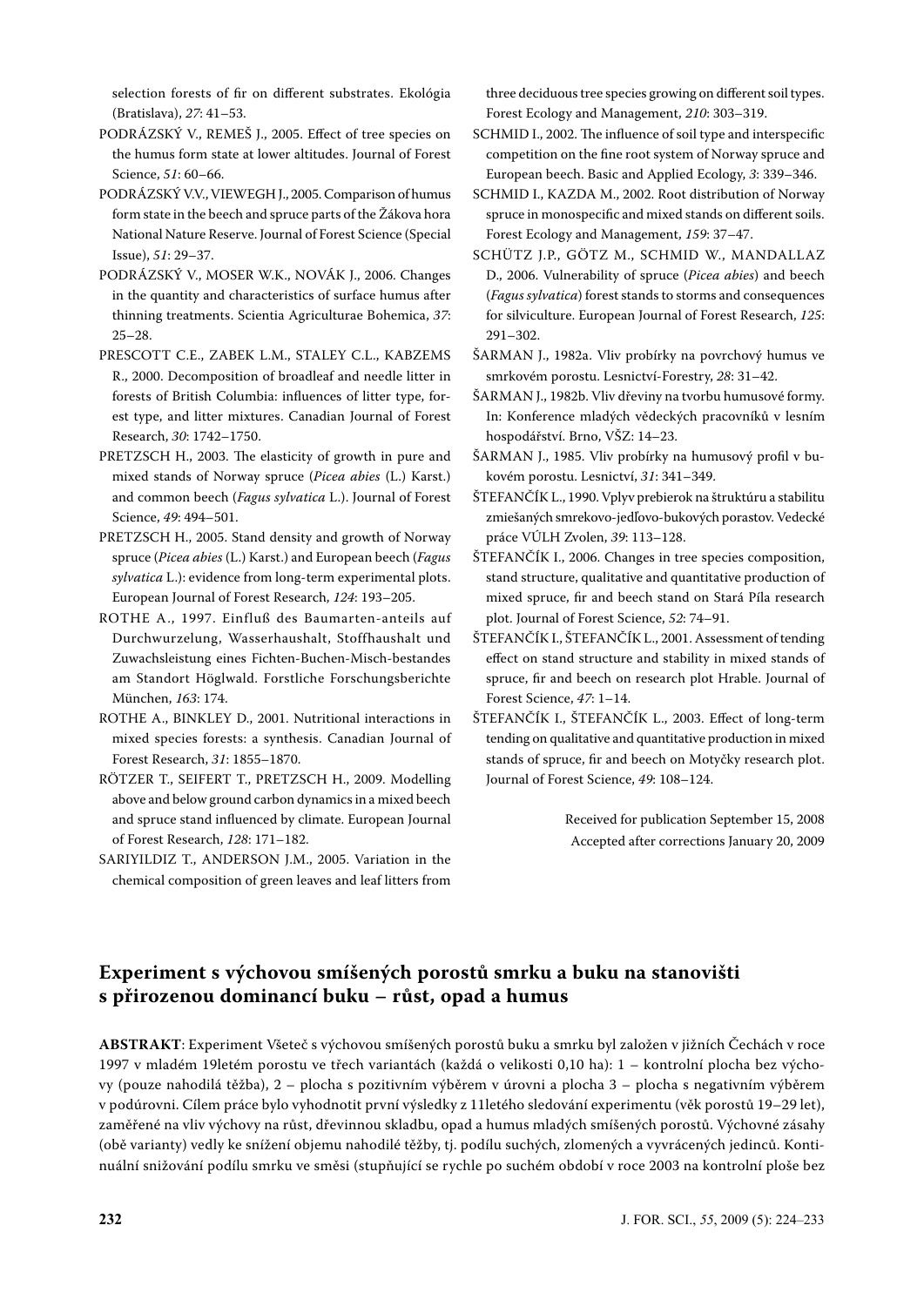selection forests of fir on different substrates. Ekológia (Bratislava), *27*: 41–53.

PODRÁZSKÝ V., REMEŠ J., 2005. Effect of tree species on the humus form state at lower altitudes. Journal of Forest Science, *51*: 60–66.

PODRÁZSKÝ V.V., VIEWEGH J., 2005. Comparison of humus form state in the beech and spruce parts of the Žákova hora National Nature Reserve. Journal of Forest Science (Special Issue), *51*: 29–37.

PODRÁZSKÝ V., MOSER W.K., NOVÁK J., 2006. Changes in the quantity and characteristics of surface humus after thinning treatments. Scientia Agriculturae Bohemica, *37*: 25–28.

PRESCOTT C.E., ZABEK L.M., STALEY C.L., KABZEMS R., 2000. Decomposition of broadleaf and needle litter in forests of British Columbia: influences of litter type, forest type, and litter mixtures. Canadian Journal of Forest Research, *30*: 1742–1750.

PRETZSCH H., 2003. The elasticity of growth in pure and mixed stands of Norway spruce (*Picea abies* (L.) Karst.) and common beech (*Fagus sylvatica* L.). Journal of Forest Science, *49*: 494–501.

PRETZSCH H., 2005. Stand density and growth of Norway spruce (*Picea abies* (L.) Karst.) and European beech (*Fagus sylvatica* L.): evidence from long-term experimental plots. European Journal of Forest Research, *124*: 193–205.

ROTHE A., 1997. Einfluß des Baumarten-anteils auf Durchwurzelung, Wasserhaushalt, Stoffhaushalt und Zuwachsleistung eines Fichten-Buchen-Misch-bestandes am Standort Höglwald. Forstliche Forschungsberichte München, *163*: 174.

ROTHE A., BINKLEY D., 2001. Nutritional interactions in mixed species forests: a synthesis. Canadian Journal of Forest Research, *31*: 1855–1870.

RÖTZER T., SEIFERT T., PRETZSCH H., 2009. Modelling above and below ground carbon dynamics in a mixed beech and spruce stand influenced by climate. European Journal of Forest Research, *128*: 171–182.

SARIYILDIZ T., ANDERSON J.M., 2005. Variation in the chemical composition of green leaves and leaf litters from three deciduous tree species growing on different soil types. Forest Ecology and Management, *210*: 303–319.

SCHMID I., 2002. The influence of soil type and interspecific competition on the fine root system of Norway spruce and European beech. Basic and Applied Ecology, *3*: 339–346.

SCHMID I., KAZDA M., 2002. Root distribution of Norway spruce in monospecific and mixed stands on different soils. Forest Ecology and Management, *159*: 37–47.

SCHÜTZ J.P., GÖTZ M., SCHMID W., MANDALLAZ D., 2006. Vulnerability of spruce (*Picea abies*) and beech (*Fagus sylvatica*) forest stands to storms and consequences for silviculture. European Journal of Forest Research, *125*: 291–302.

ŠARMAN J., 1982a. Vliv probírky na povrchový humus ve smrkovém porostu. Lesnictví-Forestry, *28*: 31–42.

ŠARMAN J., 1982b. Vliv dřeviny na tvorbu humusové formy. In: Konference mladých vědeckých pracovníků v lesním hospodářství. Brno, VŠZ: 14–23.

ŠARMAN J., 1985. Vliv probírky na humusový profil v bukovém porostu. Lesnictví, *31*: 341–349.

ŠTEFANČÍK L., 1990. Vplyv prebierok na štruktúru a stabilitu zmiešaných smrekovo-jedľovo-bukových porastov. Vedecké práce VÚLH Zvolen, *39*: 113–128.

ŠTEFANČÍK I., 2006. Changes in tree species composition, stand structure, qualitative and quantitative production of mixed spruce, fir and beech stand on Stará Píla research plot. Journal of Forest Science, *52*: 74–91.

ŠTEFANČÍK I., ŠTEFANČÍK L., 2001. Assessment of tending effect on stand structure and stability in mixed stands of spruce, fir and beech on research plot Hrable. Journal of Forest Science, *47*: 1–14.

ŠTEFANČÍK I., ŠTEFANČÍK L., 2003. Effect of long-term tending on qualitative and quantitative production in mixed stands of spruce, fir and beech on Motyčky research plot. Journal of Forest Science, *49*: 108–124.

Received for publication September 15, 2008
Accepted after corrections January 20, 2009

## Experiment s výchovou smíšených porostů smrku a buku na stanovišti s přirozenou dominancí buku – růst, opad a humus

**ABSTRAKT**: Experiment Všeteč s výchovou smíšených porostů buku a smrku byl založen v jižních Čechách v roce 1997 v mladém 19letém porostu ve třech variantách (každá o velikosti 0,10 ha): 1 – kontrolní plocha bez výchovy (pouze nahodilá těžba), 2 – plocha s pozitivním výběrem v úrovni a plocha 3 – plocha s negativním výběrem v podúrovni. Cílem práce bylo vyhodnotit první výsledky z 11letého sledování experimentu (věk porostů 19–29 let), zaměřené na vliv výchovy na růst, dřevinnou skladbu, opad a humus mladých smíšených porostů. Výchovné zásahy (obě varianty) vedly ke snížení objemu nahodilé těžby, tj. podílu suchých, zlomených a vyvrácených jedinců. Kontinuální snižování podílu smrku ve směsi (stupňující se rychle po suchém období v roce 2003 na kontrolní ploše bez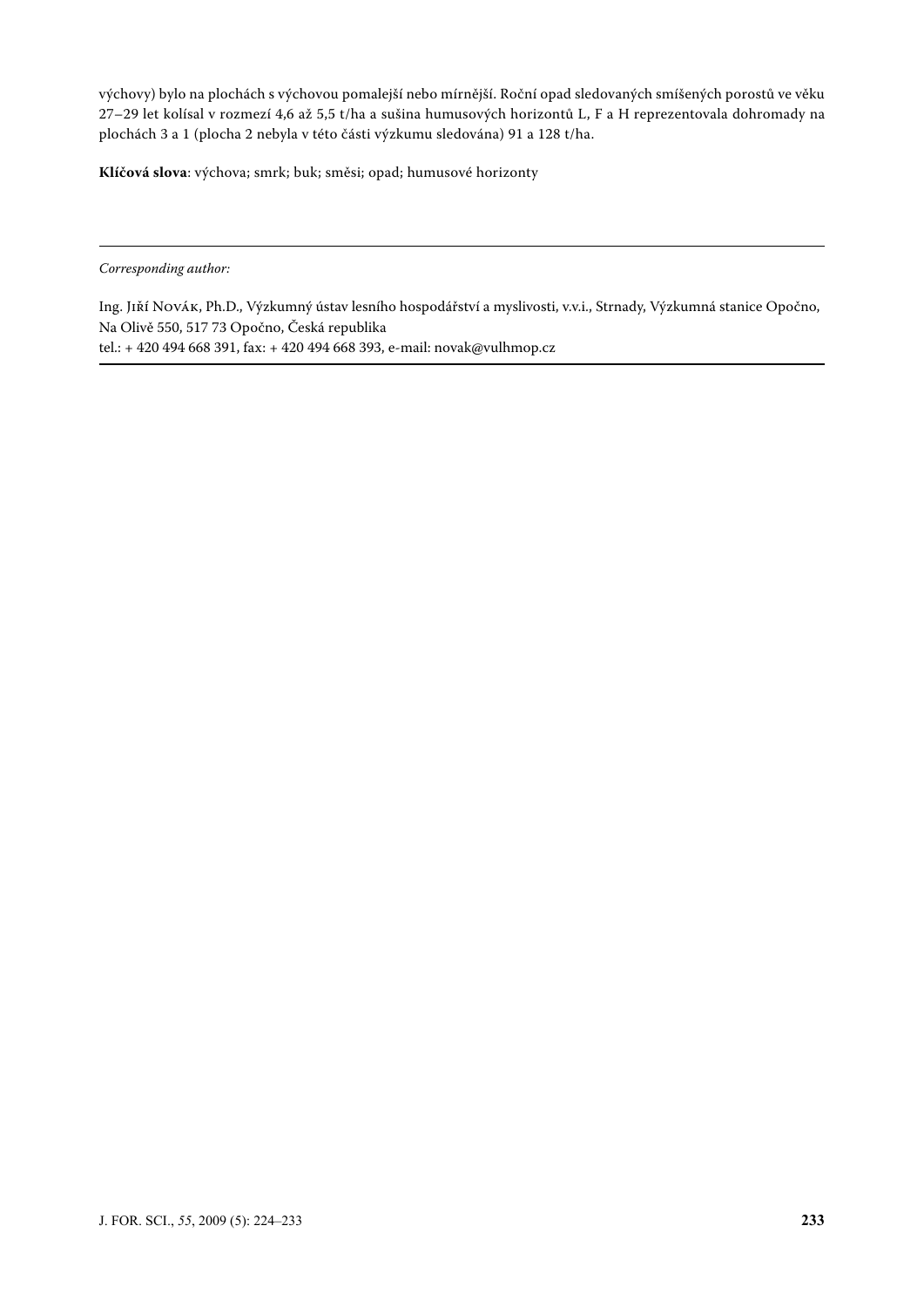výchovy) bylo na plochách s výchovou pomalejší nebo mírnější. Roční opad sledovaných smíšených porostů ve věku 27–29 let kolísal v rozmezí 4,6 až 5,5 t/ha a sušina humusových horizontů L, F a H reprezentovala dohromady na plochách 3 a 1 (plocha 2 nebyla v této části výzkumu sledována) 91 a 128 t/ha.

**Klíčová slova**: výchova; smrk; buk; směsi; opad; humusové horizonty

---

*Corresponding author:*

Ing. Jiří Novák, Ph.D., Výzkumný ústav lesního hospodářství a myslivosti, v.v.i., Strnady, Výzkumná stanice Opočno, Na Olivě 550, 517 73 Opočno, Česká republika
tel.: + 420 494 668 391, fax: + 420 494 668 393, e-mail: novak@vulhmop.cz